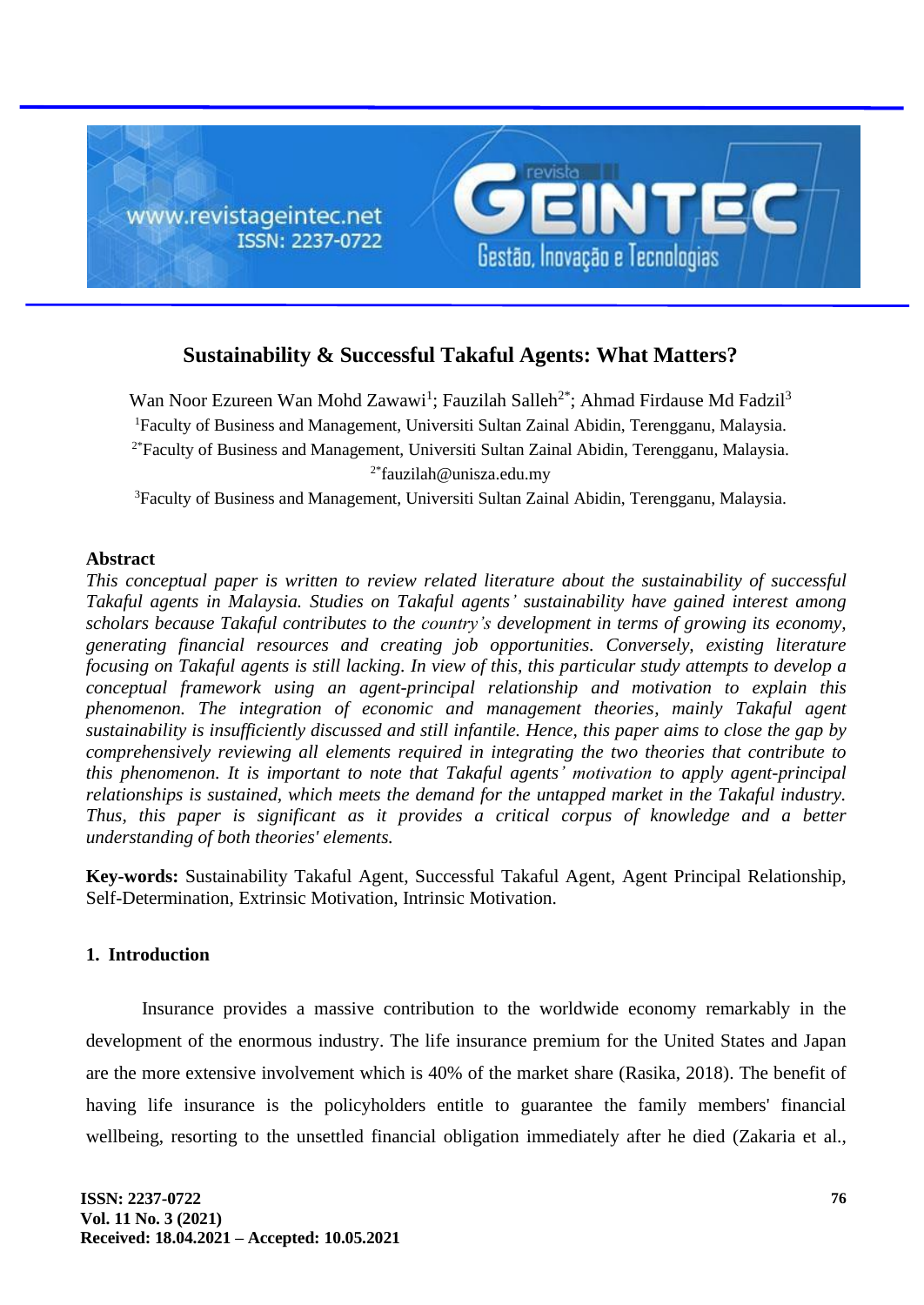# Sustainability & Successful Takaful Agents: What Matters?

Wan Noor Ezureen Wan Mohd Zawawi[1]; Fauzilah Salleh[2*]; Ahmad Firdause Md Fadzil[3]

[1]Faculty of Business and Management, Universiti Sultan Zainal Abidin, Terengganu, Malaysia.

[2*]Faculty of Business and Management, Universiti Sultan Zainal Abidin, Terengganu, Malaysia.

[2*]fauzilah@unisza.edu.my

[3]Faculty of Business and Management, Universiti Sultan Zainal Abidin, Terengganu, Malaysia.

## Abstract

*This conceptual paper is written to review related literature about the sustainability of successful Takaful agents in Malaysia. Studies on Takaful agents' sustainability have gained interest among scholars because Takaful contributes to the country's development in terms of growing its economy, generating financial resources and creating job opportunities. Conversely, existing literature focusing on Takaful agents is still lacking. In view of this, this particular study attempts to develop a conceptual framework using an agent-principal relationship and motivation to explain this phenomenon. The integration of economic and management theories, mainly Takaful agent sustainability is insufficiently discussed and still infantile. Hence, this paper aims to close the gap by comprehensively reviewing all elements required in integrating the two theories that contribute to this phenomenon. It is important to note that Takaful agents' motivation to apply agent-principal relationships is sustained, which meets the demand for the untapped market in the Takaful industry. Thus, this paper is significant as it provides a critical corpus of knowledge and a better understanding of both theories' elements.*

**Key-words:** Sustainability Takaful Agent, Successful Takaful Agent, Agent Principal Relationship, Self-Determination, Extrinsic Motivation, Intrinsic Motivation.

## 1. Introduction

Insurance provides a massive contribution to the worldwide economy remarkably in the development of the enormous industry. The life insurance premium for the United States and Japan are the more extensive involvement which is 40% of the market share (Rasika, 2018). The benefit of having life insurance is the policyholders entitle to guarantee the family members' financial wellbeing, resorting to the unsettled financial obligation immediately after he died (Zakaria et al.,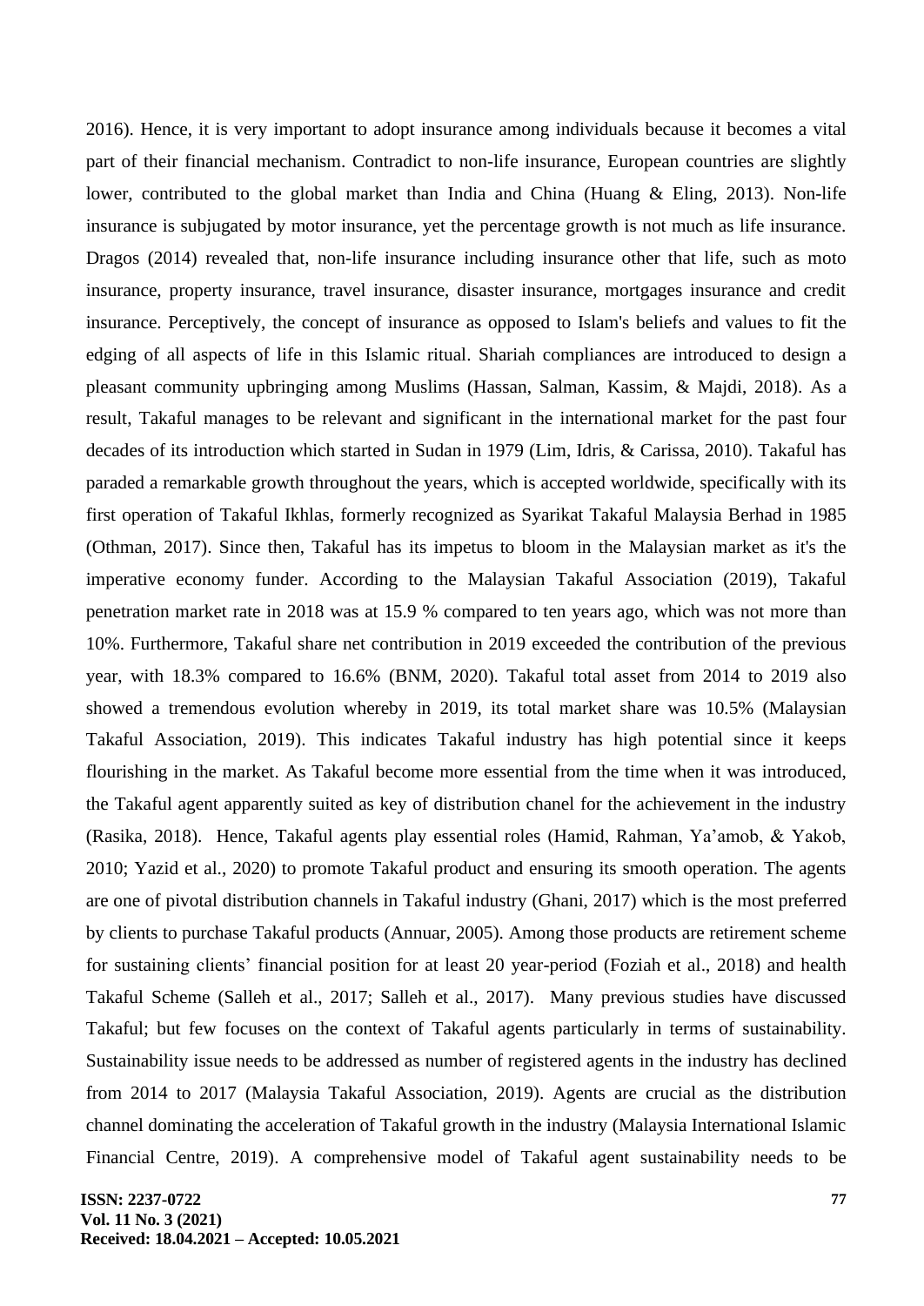2016). Hence, it is very important to adopt insurance among individuals because it becomes a vital part of their financial mechanism. Contradict to non-life insurance, European countries are slightly lower, contributed to the global market than India and China (Huang & Eling, 2013). Non-life insurance is subjugated by motor insurance, yet the percentage growth is not much as life insurance. Dragos (2014) revealed that, non-life insurance including insurance other that life, such as moto insurance, property insurance, travel insurance, disaster insurance, mortgages insurance and credit insurance. Perceptively, the concept of insurance as opposed to Islam's beliefs and values to fit the edging of all aspects of life in this Islamic ritual. Shariah compliances are introduced to design a pleasant community upbringing among Muslims (Hassan, Salman, Kassim, & Majdi, 2018). As a result, Takaful manages to be relevant and significant in the international market for the past four decades of its introduction which started in Sudan in 1979 (Lim, Idris, & Carissa, 2010). Takaful has paraded a remarkable growth throughout the years, which is accepted worldwide, specifically with its first operation of Takaful Ikhlas, formerly recognized as Syarikat Takaful Malaysia Berhad in 1985 (Othman, 2017). Since then, Takaful has its impetus to bloom in the Malaysian market as it's the imperative economy funder. According to the Malaysian Takaful Association (2019), Takaful penetration market rate in 2018 was at 15.9 % compared to ten years ago, which was not more than 10%. Furthermore, Takaful share net contribution in 2019 exceeded the contribution of the previous year, with 18.3% compared to 16.6% (BNM, 2020). Takaful total asset from 2014 to 2019 also showed a tremendous evolution whereby in 2019, its total market share was 10.5% (Malaysian Takaful Association, 2019). This indicates Takaful industry has high potential since it keeps flourishing in the market. As Takaful become more essential from the time when it was introduced, the Takaful agent apparently suited as key of distribution chanel for the achievement in the industry (Rasika, 2018). Hence, Takaful agents play essential roles (Hamid, Rahman, Ya'amob, & Yakob, 2010; Yazid et al., 2020) to promote Takaful product and ensuring its smooth operation. The agents are one of pivotal distribution channels in Takaful industry (Ghani, 2017) which is the most preferred by clients to purchase Takaful products (Annuar, 2005). Among those products are retirement scheme for sustaining clients' financial position for at least 20 year-period (Foziah et al., 2018) and health Takaful Scheme (Salleh et al., 2017; Salleh et al., 2017). Many previous studies have discussed Takaful; but few focuses on the context of Takaful agents particularly in terms of sustainability. Sustainability issue needs to be addressed as number of registered agents in the industry has declined from 2014 to 2017 (Malaysia Takaful Association, 2019). Agents are crucial as the distribution channel dominating the acceleration of Takaful growth in the industry (Malaysia International Islamic Financial Centre, 2019). A comprehensive model of Takaful agent sustainability needs to be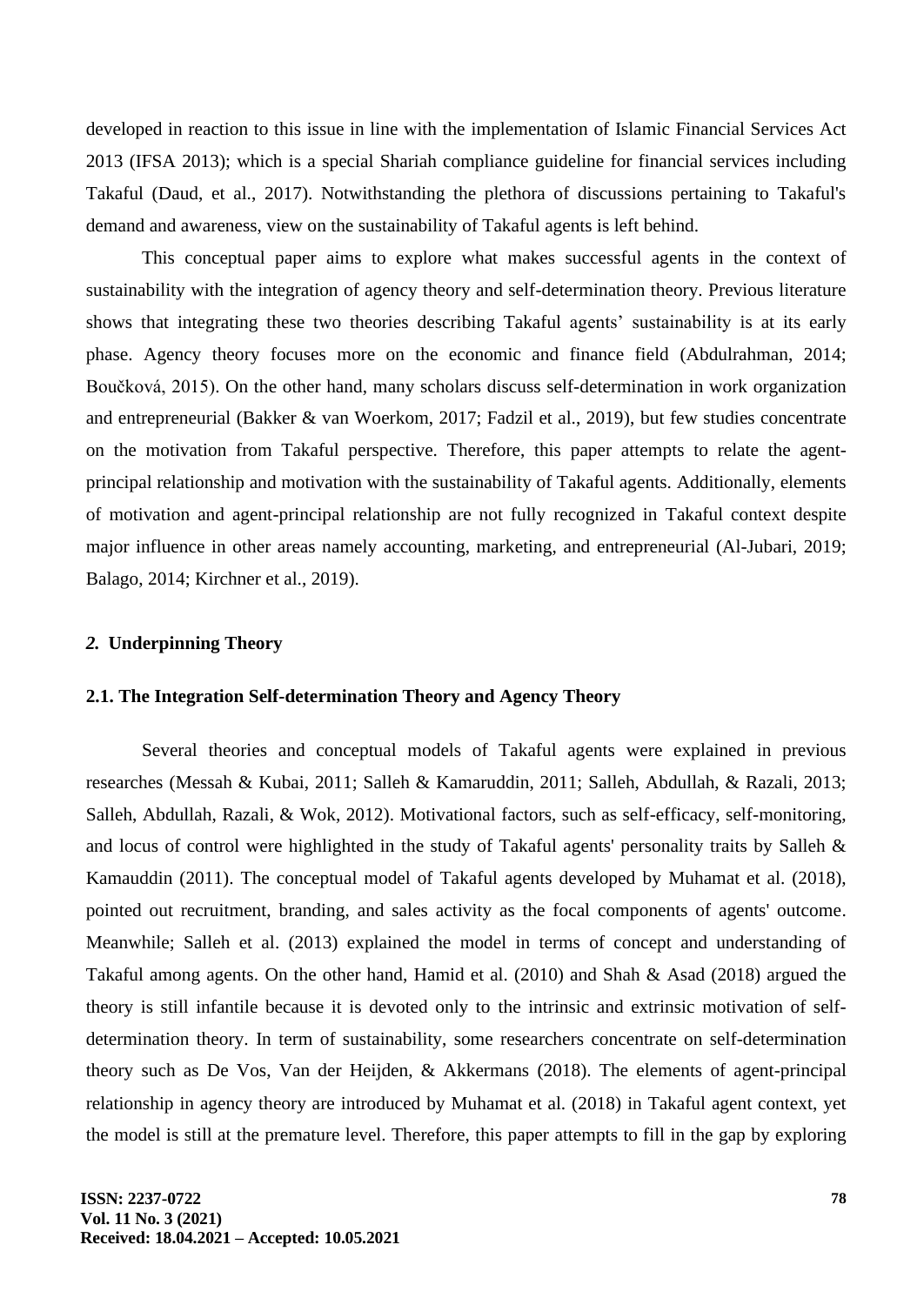developed in reaction to this issue in line with the implementation of Islamic Financial Services Act 2013 (IFSA 2013); which is a special Shariah compliance guideline for financial services including Takaful (Daud, et al., 2017). Notwithstanding the plethora of discussions pertaining to Takaful's demand and awareness, view on the sustainability of Takaful agents is left behind.

This conceptual paper aims to explore what makes successful agents in the context of sustainability with the integration of agency theory and self-determination theory. Previous literature shows that integrating these two theories describing Takaful agents' sustainability is at its early phase. Agency theory focuses more on the economic and finance field (Abdulrahman, 2014; Boučková, 2015). On the other hand, many scholars discuss self-determination in work organization and entrepreneurial (Bakker & van Woerkom, 2017; Fadzil et al., 2019), but few studies concentrate on the motivation from Takaful perspective. Therefore, this paper attempts to relate the agent-principal relationship and motivation with the sustainability of Takaful agents. Additionally, elements of motivation and agent-principal relationship are not fully recognized in Takaful context despite major influence in other areas namely accounting, marketing, and entrepreneurial (Al-Jubari, 2019; Balago, 2014; Kirchner et al., 2019).

## *2.* Underpinning Theory

### 2.1. The Integration Self-determination Theory and Agency Theory

Several theories and conceptual models of Takaful agents were explained in previous researches (Messah & Kubai, 2011; Salleh & Kamaruddin, 2011; Salleh, Abdullah, & Razali, 2013; Salleh, Abdullah, Razali, & Wok, 2012). Motivational factors, such as self-efficacy, self-monitoring, and locus of control were highlighted in the study of Takaful agents' personality traits by Salleh & Kamauddin (2011). The conceptual model of Takaful agents developed by Muhamat et al. (2018), pointed out recruitment, branding, and sales activity as the focal components of agents' outcome. Meanwhile; Salleh et al. (2013) explained the model in terms of concept and understanding of Takaful among agents. On the other hand, Hamid et al. (2010) and Shah & Asad (2018) argued the theory is still infantile because it is devoted only to the intrinsic and extrinsic motivation of self-determination theory. In term of sustainability, some researchers concentrate on self-determination theory such as De Vos, Van der Heijden, & Akkermans (2018). The elements of agent-principal relationship in agency theory are introduced by Muhamat et al. (2018) in Takaful agent context, yet the model is still at the premature level. Therefore, this paper attempts to fill in the gap by exploring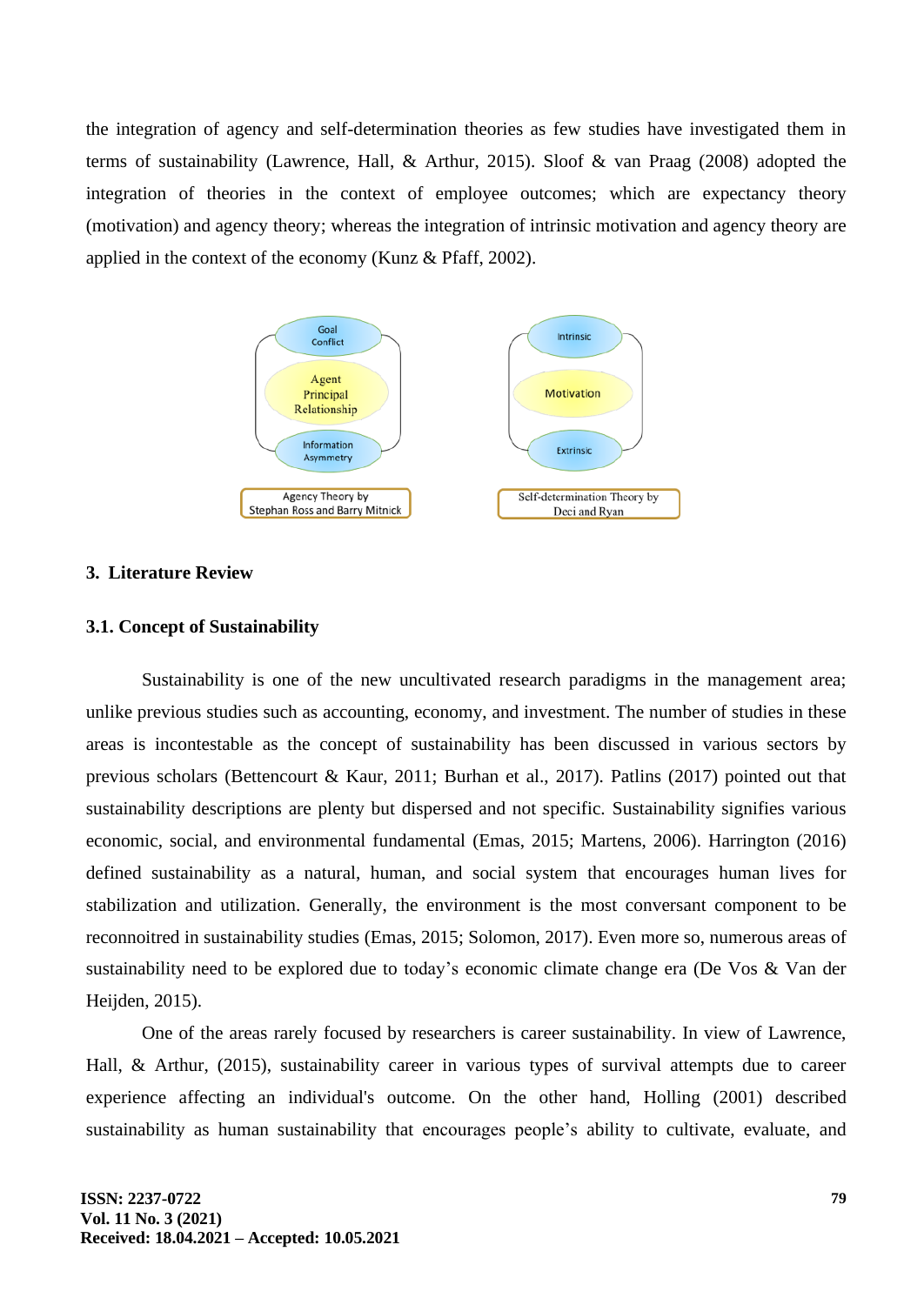the integration of agency and self-determination theories as few studies have investigated them in terms of sustainability (Lawrence, Hall, & Arthur, 2015). Sloof & van Praag (2008) adopted the integration of theories in the context of employee outcomes; which are expectancy theory (motivation) and agency theory; whereas the integration of intrinsic motivation and agency theory are applied in the context of the economy (Kunz & Pfaff, 2002).

Goal Conflict

Agent Principal Relationship

Information Asymmetry

Agency Theory by Stephan Ross and Barry Mitnick

Intrinsic

Motivation

Extrinsic

Self-determination Theory by Deci and Ryan

## 3. Literature Review

### 3.1. Concept of Sustainability

Sustainability is one of the new uncultivated research paradigms in the management area; unlike previous studies such as accounting, economy, and investment. The number of studies in these areas is incontestable as the concept of sustainability has been discussed in various sectors by previous scholars (Bettencourt & Kaur, 2011; Burhan et al., 2017). Patlins (2017) pointed out that sustainability descriptions are plenty but dispersed and not specific. Sustainability signifies various economic, social, and environmental fundamental (Emas, 2015; Martens, 2006). Harrington (2016) defined sustainability as a natural, human, and social system that encourages human lives for stabilization and utilization. Generally, the environment is the most conversant component to be reconnoitred in sustainability studies (Emas, 2015; Solomon, 2017). Even more so, numerous areas of sustainability need to be explored due to today's economic climate change era (De Vos & Van der Heijden, 2015).

One of the areas rarely focused by researchers is career sustainability. In view of Lawrence, Hall, & Arthur, (2015), sustainability career in various types of survival attempts due to career experience affecting an individual's outcome. On the other hand, Holling (2001) described sustainability as human sustainability that encourages people's ability to cultivate, evaluate, and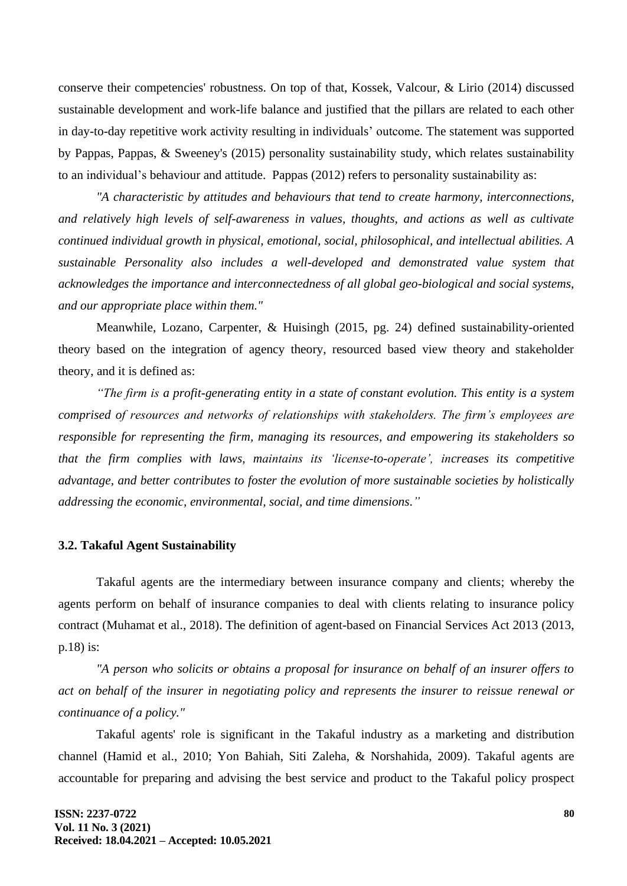conserve their competencies' robustness. On top of that, Kossek, Valcour, & Lirio (2014) discussed sustainable development and work-life balance and justified that the pillars are related to each other in day-to-day repetitive work activity resulting in individuals' outcome. The statement was supported by Pappas, Pappas, & Sweeney's (2015) personality sustainability study, which relates sustainability to an individual's behaviour and attitude. Pappas (2012) refers to personality sustainability as:

*"A characteristic by attitudes and behaviours that tend to create harmony, interconnections, and relatively high levels of self-awareness in values, thoughts, and actions as well as cultivate continued individual growth in physical, emotional, social, philosophical, and intellectual abilities. A sustainable Personality also includes a well-developed and demonstrated value system that acknowledges the importance and interconnectedness of all global geo-biological and social systems, and our appropriate place within them."*

Meanwhile, Lozano, Carpenter, & Huisingh (2015, pg. 24) defined sustainability-oriented theory based on the integration of agency theory, resourced based view theory and stakeholder theory, and it is defined as:

*"The firm is a profit-generating entity in a state of constant evolution. This entity is a system comprised of resources and networks of relationships with stakeholders. The firm's employees are responsible for representing the firm, managing its resources, and empowering its stakeholders so that the firm complies with laws, maintains its 'license-to-operate', increases its competitive advantage, and better contributes to foster the evolution of more sustainable societies by holistically addressing the economic, environmental, social, and time dimensions."*

### 3.2. Takaful Agent Sustainability

Takaful agents are the intermediary between insurance company and clients; whereby the agents perform on behalf of insurance companies to deal with clients relating to insurance policy contract (Muhamat et al., 2018). The definition of agent-based on Financial Services Act 2013 (2013, p.18) is:

*"A person who solicits or obtains a proposal for insurance on behalf of an insurer offers to act on behalf of the insurer in negotiating policy and represents the insurer to reissue renewal or continuance of a policy."*

Takaful agents' role is significant in the Takaful industry as a marketing and distribution channel (Hamid et al., 2010; Yon Bahiah, Siti Zaleha, & Norshahida, 2009). Takaful agents are accountable for preparing and advising the best service and product to the Takaful policy prospect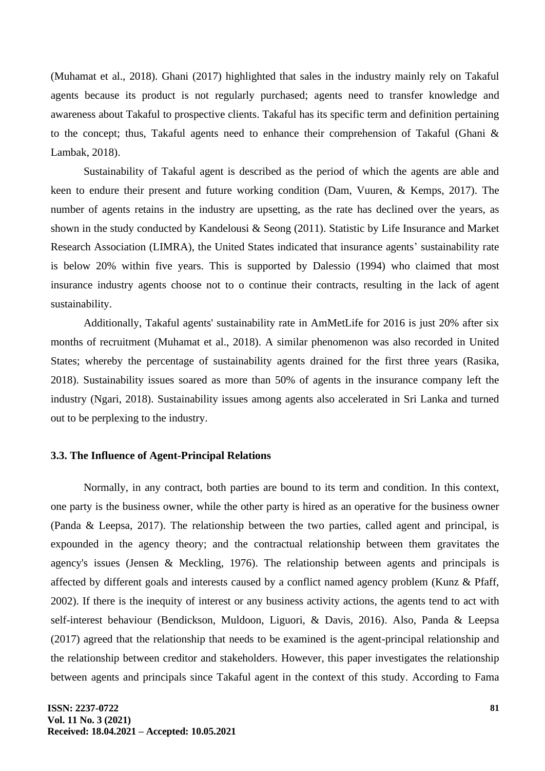(Muhamat et al., 2018). Ghani (2017) highlighted that sales in the industry mainly rely on Takaful agents because its product is not regularly purchased; agents need to transfer knowledge and awareness about Takaful to prospective clients. Takaful has its specific term and definition pertaining to the concept; thus, Takaful agents need to enhance their comprehension of Takaful (Ghani & Lambak, 2018).

Sustainability of Takaful agent is described as the period of which the agents are able and keen to endure their present and future working condition (Dam, Vuuren, & Kemps, 2017). The number of agents retains in the industry are upsetting, as the rate has declined over the years, as shown in the study conducted by Kandelousi & Seong (2011). Statistic by Life Insurance and Market Research Association (LIMRA), the United States indicated that insurance agents' sustainability rate is below 20% within five years. This is supported by Dalessio (1994) who claimed that most insurance industry agents choose not to o continue their contracts, resulting in the lack of agent sustainability.

Additionally, Takaful agents' sustainability rate in AmMetLife for 2016 is just 20% after six months of recruitment (Muhamat et al., 2018). A similar phenomenon was also recorded in United States; whereby the percentage of sustainability agents drained for the first three years (Rasika, 2018). Sustainability issues soared as more than 50% of agents in the insurance company left the industry (Ngari, 2018). Sustainability issues among agents also accelerated in Sri Lanka and turned out to be perplexing to the industry.

### 3.3. The Influence of Agent-Principal Relations

Normally, in any contract, both parties are bound to its term and condition. In this context, one party is the business owner, while the other party is hired as an operative for the business owner (Panda & Leepsa, 2017). The relationship between the two parties, called agent and principal, is expounded in the agency theory; and the contractual relationship between them gravitates the agency's issues (Jensen & Meckling, 1976). The relationship between agents and principals is affected by different goals and interests caused by a conflict named agency problem (Kunz & Pfaff, 2002). If there is the inequity of interest or any business activity actions, the agents tend to act with self-interest behaviour (Bendickson, Muldoon, Liguori, & Davis, 2016). Also, Panda & Leepsa (2017) agreed that the relationship that needs to be examined is the agent-principal relationship and the relationship between creditor and stakeholders. However, this paper investigates the relationship between agents and principals since Takaful agent in the context of this study. According to Fama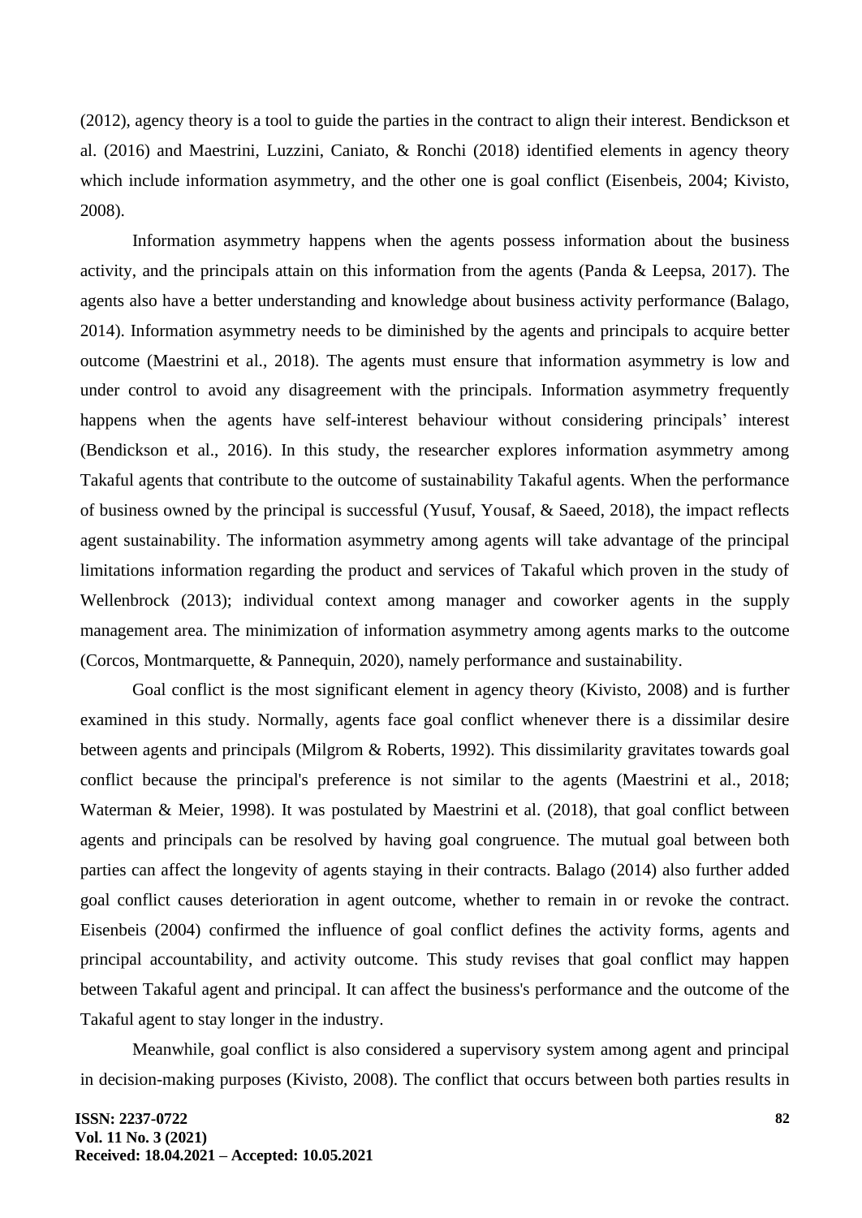(2012), agency theory is a tool to guide the parties in the contract to align their interest. Bendickson et al. (2016) and Maestrini, Luzzini, Caniato, & Ronchi (2018) identified elements in agency theory which include information asymmetry, and the other one is goal conflict (Eisenbeis, 2004; Kivisto, 2008).

Information asymmetry happens when the agents possess information about the business activity, and the principals attain on this information from the agents (Panda & Leepsa, 2017). The agents also have a better understanding and knowledge about business activity performance (Balago, 2014). Information asymmetry needs to be diminished by the agents and principals to acquire better outcome (Maestrini et al., 2018). The agents must ensure that information asymmetry is low and under control to avoid any disagreement with the principals. Information asymmetry frequently happens when the agents have self-interest behaviour without considering principals' interest (Bendickson et al., 2016). In this study, the researcher explores information asymmetry among Takaful agents that contribute to the outcome of sustainability Takaful agents. When the performance of business owned by the principal is successful (Yusuf, Yousaf, & Saeed, 2018), the impact reflects agent sustainability. The information asymmetry among agents will take advantage of the principal limitations information regarding the product and services of Takaful which proven in the study of Wellenbrock (2013); individual context among manager and coworker agents in the supply management area. The minimization of information asymmetry among agents marks to the outcome (Corcos, Montmarquette, & Pannequin, 2020), namely performance and sustainability.

Goal conflict is the most significant element in agency theory (Kivisto, 2008) and is further examined in this study. Normally, agents face goal conflict whenever there is a dissimilar desire between agents and principals (Milgrom & Roberts, 1992). This dissimilarity gravitates towards goal conflict because the principal's preference is not similar to the agents (Maestrini et al., 2018; Waterman & Meier, 1998). It was postulated by Maestrini et al. (2018), that goal conflict between agents and principals can be resolved by having goal congruence. The mutual goal between both parties can affect the longevity of agents staying in their contracts. Balago (2014) also further added goal conflict causes deterioration in agent outcome, whether to remain in or revoke the contract. Eisenbeis (2004) confirmed the influence of goal conflict defines the activity forms, agents and principal accountability, and activity outcome. This study revises that goal conflict may happen between Takaful agent and principal. It can affect the business's performance and the outcome of the Takaful agent to stay longer in the industry.

Meanwhile, goal conflict is also considered a supervisory system among agent and principal in decision-making purposes (Kivisto, 2008). The conflict that occurs between both parties results in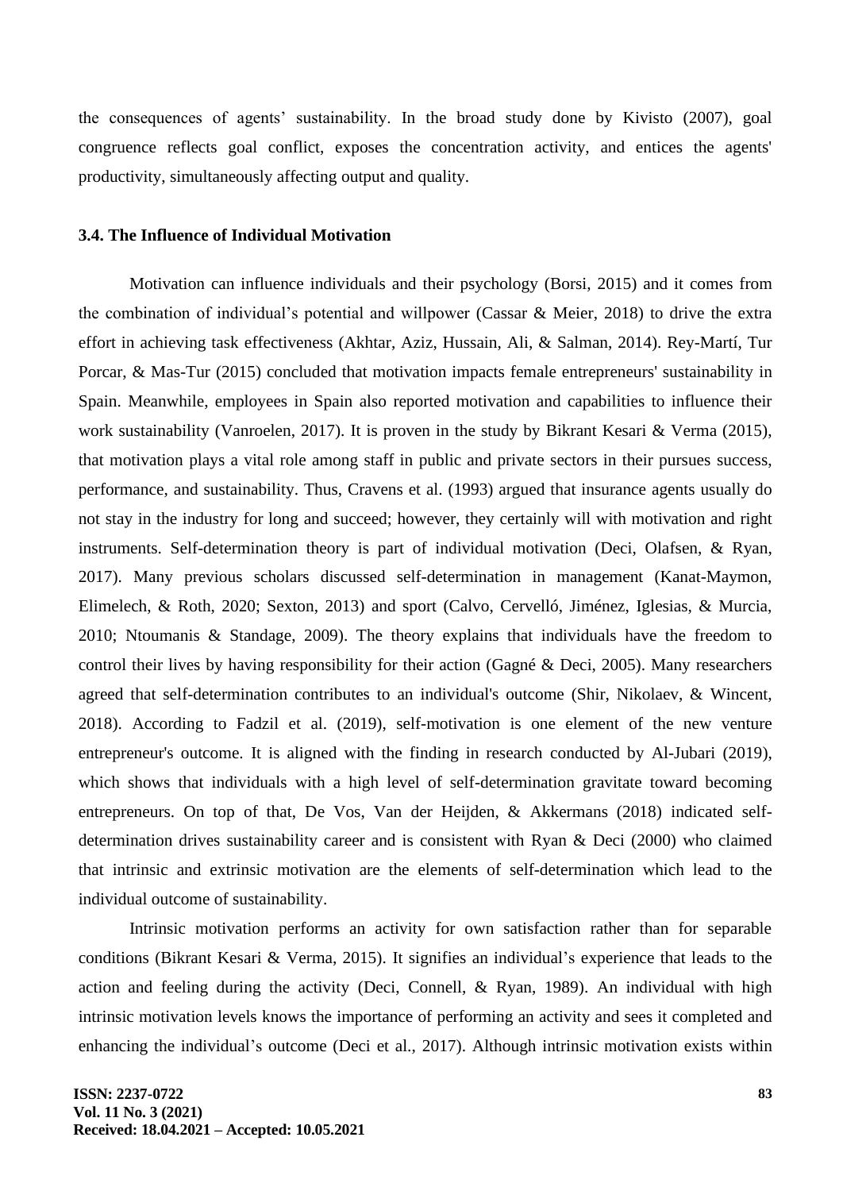the consequences of agents' sustainability. In the broad study done by Kivisto (2007), goal congruence reflects goal conflict, exposes the concentration activity, and entices the agents' productivity, simultaneously affecting output and quality.

### 3.4. The Influence of Individual Motivation

Motivation can influence individuals and their psychology (Borsi, 2015) and it comes from the combination of individual's potential and willpower (Cassar & Meier, 2018) to drive the extra effort in achieving task effectiveness (Akhtar, Aziz, Hussain, Ali, & Salman, 2014). Rey-Martí, Tur Porcar, & Mas-Tur (2015) concluded that motivation impacts female entrepreneurs' sustainability in Spain. Meanwhile, employees in Spain also reported motivation and capabilities to influence their work sustainability (Vanroelen, 2017). It is proven in the study by Bikrant Kesari & Verma (2015), that motivation plays a vital role among staff in public and private sectors in their pursues success, performance, and sustainability. Thus, Cravens et al. (1993) argued that insurance agents usually do not stay in the industry for long and succeed; however, they certainly will with motivation and right instruments. Self-determination theory is part of individual motivation (Deci, Olafsen, & Ryan, 2017). Many previous scholars discussed self-determination in management (Kanat-Maymon, Elimelech, & Roth, 2020; Sexton, 2013) and sport (Calvo, Cervelló, Jiménez, Iglesias, & Murcia, 2010; Ntoumanis & Standage, 2009). The theory explains that individuals have the freedom to control their lives by having responsibility for their action (Gagné & Deci, 2005). Many researchers agreed that self-determination contributes to an individual's outcome (Shir, Nikolaev, & Wincent, 2018). According to Fadzil et al. (2019), self-motivation is one element of the new venture entrepreneur's outcome. It is aligned with the finding in research conducted by Al-Jubari (2019), which shows that individuals with a high level of self-determination gravitate toward becoming entrepreneurs. On top of that, De Vos, Van der Heijden, & Akkermans (2018) indicated self-determination drives sustainability career and is consistent with Ryan & Deci (2000) who claimed that intrinsic and extrinsic motivation are the elements of self-determination which lead to the individual outcome of sustainability.

Intrinsic motivation performs an activity for own satisfaction rather than for separable conditions (Bikrant Kesari & Verma, 2015). It signifies an individual's experience that leads to the action and feeling during the activity (Deci, Connell, & Ryan, 1989). An individual with high intrinsic motivation levels knows the importance of performing an activity and sees it completed and enhancing the individual's outcome (Deci et al., 2017). Although intrinsic motivation exists within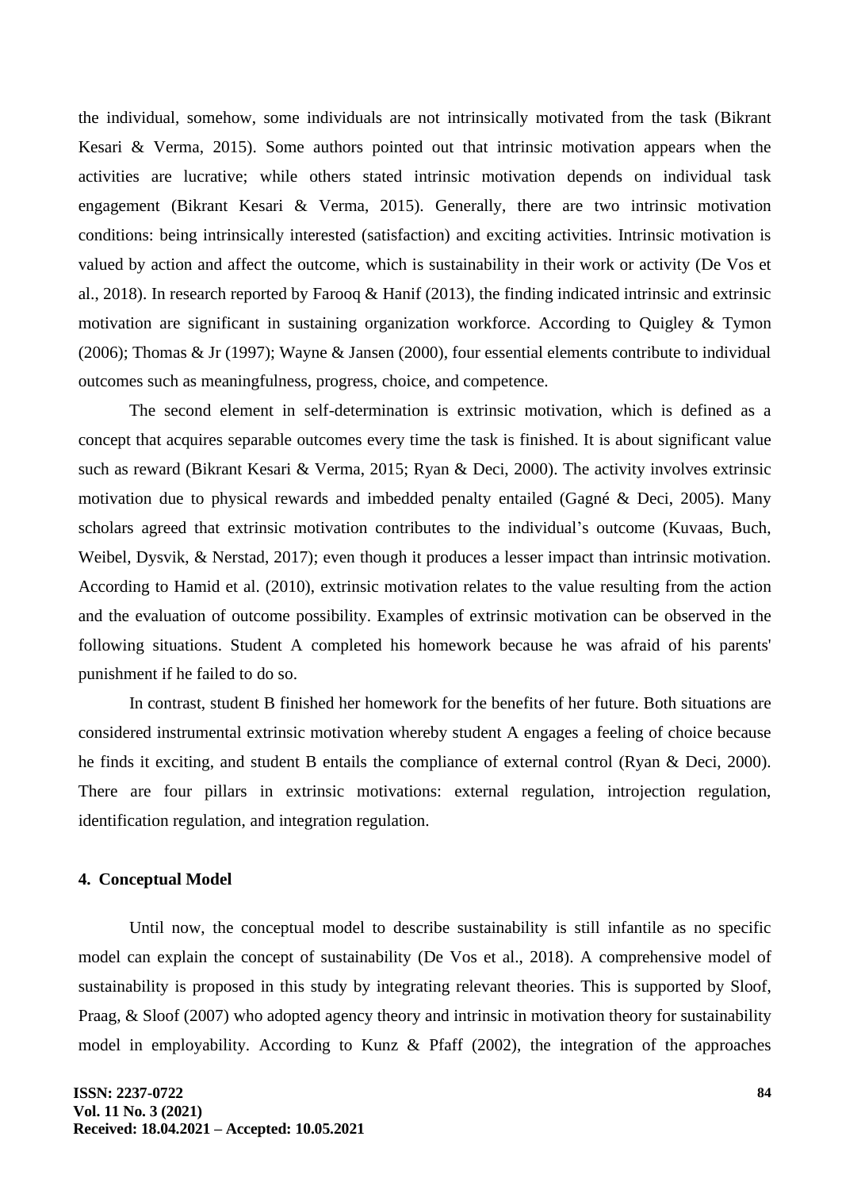the individual, somehow, some individuals are not intrinsically motivated from the task (Bikrant Kesari & Verma, 2015). Some authors pointed out that intrinsic motivation appears when the activities are lucrative; while others stated intrinsic motivation depends on individual task engagement (Bikrant Kesari & Verma, 2015). Generally, there are two intrinsic motivation conditions: being intrinsically interested (satisfaction) and exciting activities. Intrinsic motivation is valued by action and affect the outcome, which is sustainability in their work or activity (De Vos et al., 2018). In research reported by Farooq & Hanif (2013), the finding indicated intrinsic and extrinsic motivation are significant in sustaining organization workforce. According to Quigley & Tymon (2006); Thomas & Jr (1997); Wayne & Jansen (2000), four essential elements contribute to individual outcomes such as meaningfulness, progress, choice, and competence.

The second element in self-determination is extrinsic motivation, which is defined as a concept that acquires separable outcomes every time the task is finished. It is about significant value such as reward (Bikrant Kesari & Verma, 2015; Ryan & Deci, 2000). The activity involves extrinsic motivation due to physical rewards and imbedded penalty entailed (Gagné & Deci, 2005). Many scholars agreed that extrinsic motivation contributes to the individual's outcome (Kuvaas, Buch, Weibel, Dysvik, & Nerstad, 2017); even though it produces a lesser impact than intrinsic motivation. According to Hamid et al. (2010), extrinsic motivation relates to the value resulting from the action and the evaluation of outcome possibility. Examples of extrinsic motivation can be observed in the following situations. Student A completed his homework because he was afraid of his parents' punishment if he failed to do so.

In contrast, student B finished her homework for the benefits of her future. Both situations are considered instrumental extrinsic motivation whereby student A engages a feeling of choice because he finds it exciting, and student B entails the compliance of external control (Ryan & Deci, 2000). There are four pillars in extrinsic motivations: external regulation, introjection regulation, identification regulation, and integration regulation.

## 4. Conceptual Model

Until now, the conceptual model to describe sustainability is still infantile as no specific model can explain the concept of sustainability (De Vos et al., 2018). A comprehensive model of sustainability is proposed in this study by integrating relevant theories. This is supported by Sloof, Praag, & Sloof (2007) who adopted agency theory and intrinsic in motivation theory for sustainability model in employability. According to Kunz & Pfaff (2002), the integration of the approaches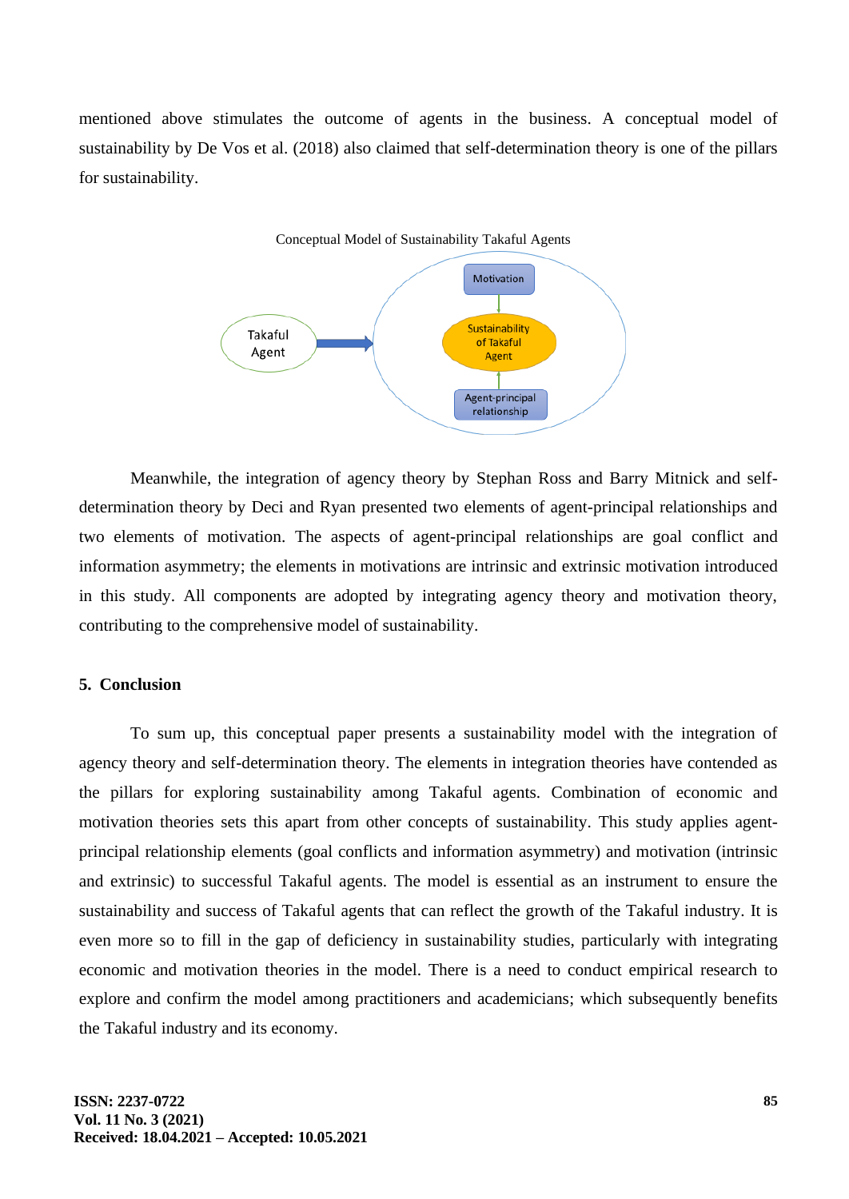mentioned above stimulates the outcome of agents in the business. A conceptual model of sustainability by De Vos et al. (2018) also claimed that self-determination theory is one of the pillars for sustainability.

Conceptual Model of Sustainability Takaful Agents

Takaful Agent → Motivation → Sustainability of Takaful Agent ← Agent-principal relationship

Meanwhile, the integration of agency theory by Stephan Ross and Barry Mitnick and self-determination theory by Deci and Ryan presented two elements of agent-principal relationships and two elements of motivation. The aspects of agent-principal relationships are goal conflict and information asymmetry; the elements in motivations are intrinsic and extrinsic motivation introduced in this study. All components are adopted by integrating agency theory and motivation theory, contributing to the comprehensive model of sustainability.

## 5. Conclusion

To sum up, this conceptual paper presents a sustainability model with the integration of agency theory and self-determination theory. The elements in integration theories have contended as the pillars for exploring sustainability among Takaful agents. Combination of economic and motivation theories sets this apart from other concepts of sustainability. This study applies agent-principal relationship elements (goal conflicts and information asymmetry) and motivation (intrinsic and extrinsic) to successful Takaful agents. The model is essential as an instrument to ensure the sustainability and success of Takaful agents that can reflect the growth of the Takaful industry. It is even more so to fill in the gap of deficiency in sustainability studies, particularly with integrating economic and motivation theories in the model. There is a need to conduct empirical research to explore and confirm the model among practitioners and academicians; which subsequently benefits the Takaful industry and its economy.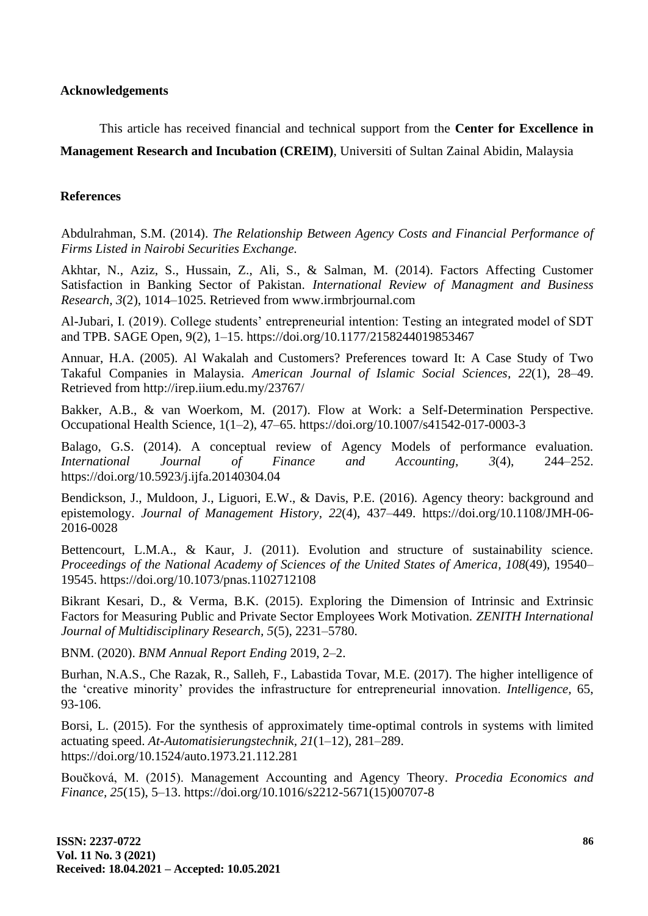## Acknowledgements

This article has received financial and technical support from the **Center for Excellence in Management Research and Incubation (CREIM)**, Universiti of Sultan Zainal Abidin, Malaysia

## References

Abdulrahman, S.M. (2014). *The Relationship Between Agency Costs and Financial Performance of Firms Listed in Nairobi Securities Exchange.*

Akhtar, N., Aziz, S., Hussain, Z., Ali, S., & Salman, M. (2014). Factors Affecting Customer Satisfaction in Banking Sector of Pakistan. *International Review of Managment and Business Research, 3*(2), 1014–1025. Retrieved from www.irmbrjournal.com

Al-Jubari, I. (2019). College students' entrepreneurial intention: Testing an integrated model of SDT and TPB. SAGE Open, 9(2), 1–15. https://doi.org/10.1177/2158244019853467

Annuar, H.A. (2005). Al Wakalah and Customers? Preferences toward It: A Case Study of Two Takaful Companies in Malaysia. *American Journal of Islamic Social Sciences, 22*(1), 28–49. Retrieved from http://irep.iium.edu.my/23767/

Bakker, A.B., & van Woerkom, M. (2017). Flow at Work: a Self-Determination Perspective. Occupational Health Science, 1(1–2), 47–65. https://doi.org/10.1007/s41542-017-0003-3

Balago, G.S. (2014). A conceptual review of Agency Models of performance evaluation. *International Journal of Finance and Accounting, 3*(4), 244–252. https://doi.org/10.5923/j.ijfa.20140304.04

Bendickson, J., Muldoon, J., Liguori, E.W., & Davis, P.E. (2016). Agency theory: background and epistemology. *Journal of Management History, 22*(4), 437–449. https://doi.org/10.1108/JMH-06-2016-0028

Bettencourt, L.M.A., & Kaur, J. (2011). Evolution and structure of sustainability science. *Proceedings of the National Academy of Sciences of the United States of America, 108*(49), 19540–19545. https://doi.org/10.1073/pnas.1102712108

Bikrant Kesari, D., & Verma, B.K. (2015). Exploring the Dimension of Intrinsic and Extrinsic Factors for Measuring Public and Private Sector Employees Work Motivation. *ZENITH International Journal of Multidisciplinary Research, 5*(5), 2231–5780.

BNM. (2020). *BNM Annual Report Ending* 2019, 2–2.

Burhan, N.A.S., Che Razak, R., Salleh, F., Labastida Tovar, M.E. (2017). The higher intelligence of the 'creative minority' provides the infrastructure for entrepreneurial innovation. *Intelligence,* 65, 93-106.

Borsi, L. (2015). For the synthesis of approximately time-optimal controls in systems with limited actuating speed. *At-Automatisierungstechnik, 21*(1–12), 281–289. https://doi.org/10.1524/auto.1973.21.112.281

Boučková, M. (2015). Management Accounting and Agency Theory. *Procedia Economics and Finance, 25*(15), 5–13. https://doi.org/10.1016/s2212-5671(15)00707-8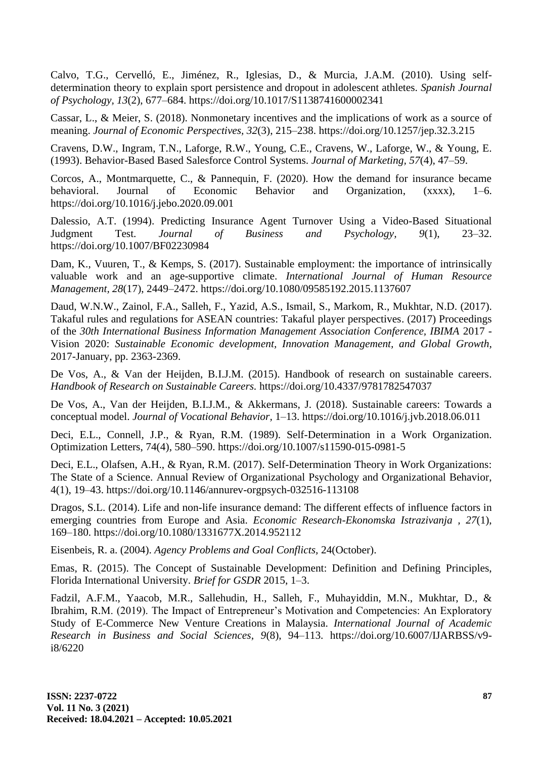Calvo, T.G., Cervelló, E., Jiménez, R., Iglesias, D., & Murcia, J.A.M. (2010). Using self-determination theory to explain sport persistence and dropout in adolescent athletes. *Spanish Journal of Psychology*, *13*(2), 677–684. https://doi.org/10.1017/S1138741600002341

Cassar, L., & Meier, S. (2018). Nonmonetary incentives and the implications of work as a source of meaning. *Journal of Economic Perspectives*, *32*(3), 215–238. https://doi.org/10.1257/jep.32.3.215

Cravens, D.W., Ingram, T.N., Laforge, R.W., Young, C.E., Cravens, W., Laforge, W., & Young, E. (1993). Behavior-Based Based Salesforce Control Systems. *Journal of Marketing*, *57*(4), 47–59.

Corcos, A., Montmarquette, C., & Pannequin, F. (2020). How the demand for insurance became behavioral. Journal of Economic Behavior and Organization, (xxxx), 1–6. https://doi.org/10.1016/j.jebo.2020.09.001

Dalessio, A.T. (1994). Predicting Insurance Agent Turnover Using a Video-Based Situational Judgment Test. *Journal of Business and Psychology*, *9*(1), 23–32. https://doi.org/10.1007/BF02230984

Dam, K., Vuuren, T., & Kemps, S. (2017). Sustainable employment: the importance of intrinsically valuable work and an age-supportive climate. *International Journal of Human Resource Management*, *28*(17), 2449–2472. https://doi.org/10.1080/09585192.2015.1137607

Daud, W.N.W., Zainol, F.A., Salleh, F., Yazid, A.S., Ismail, S., Markom, R., Mukhtar, N.D. (2017). Takaful rules and regulations for ASEAN countries: Takaful player perspectives. (2017) Proceedings of the *30th International Business Information Management Association Conference, IBIMA* 2017 - Vision 2020: *Sustainable Economic development*, *Innovation Management, and Global Growth*, 2017-January, pp. 2363-2369.

De Vos, A., & Van der Heijden, B.I.J.M. (2015). Handbook of research on sustainable careers. *Handbook of Research on Sustainable Careers.* https://doi.org/10.4337/9781782547037

De Vos, A., Van der Heijden, B.I.J.M., & Akkermans, J. (2018). Sustainable careers: Towards a conceptual model. *Journal of Vocational Behavior*, 1–13. https://doi.org/10.1016/j.jvb.2018.06.011

Deci, E.L., Connell, J.P., & Ryan, R.M. (1989). Self-Determination in a Work Organization. Optimization Letters, 74(4), 580–590. https://doi.org/10.1007/s11590-015-0981-5

Deci, E.L., Olafsen, A.H., & Ryan, R.M. (2017). Self-Determination Theory in Work Organizations: The State of a Science. Annual Review of Organizational Psychology and Organizational Behavior, 4(1), 19–43. https://doi.org/10.1146/annurev-orgpsych-032516-113108

Dragos, S.L. (2014). Life and non-life insurance demand: The different effects of influence factors in emerging countries from Europe and Asia. *Economic Research-Ekonomska Istrazivanja* , *27*(1), 169–180. https://doi.org/10.1080/1331677X.2014.952112

Eisenbeis, R. a. (2004). *Agency Problems and Goal Conflicts*, 24(October).

Emas, R. (2015). The Concept of Sustainable Development: Definition and Defining Principles, Florida International University. *Brief for GSDR* 2015, 1–3.

Fadzil, A.F.M., Yaacob, M.R., Sallehudin, H., Salleh, F., Muhayiddin, M.N., Mukhtar, D., & Ibrahim, R.M. (2019). The Impact of Entrepreneur's Motivation and Competencies: An Exploratory Study of E-Commerce New Venture Creations in Malaysia. *International Journal of Academic Research in Business and Social Sciences*, *9*(8), 94–113. https://doi.org/10.6007/IJARBSS/v9-i8/6220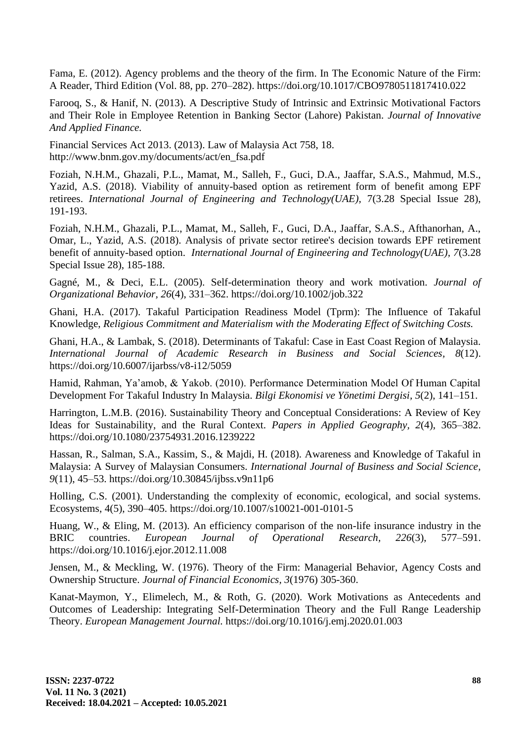Fama, E. (2012). Agency problems and the theory of the firm. In The Economic Nature of the Firm: A Reader, Third Edition (Vol. 88, pp. 270–282). https://doi.org/10.1017/CBO9780511817410.022

Farooq, S., & Hanif, N. (2013). A Descriptive Study of Intrinsic and Extrinsic Motivational Factors and Their Role in Employee Retention in Banking Sector (Lahore) Pakistan. *Journal of Innovative And Applied Finance.*

Financial Services Act 2013. (2013). Law of Malaysia Act 758, 18. http://www.bnm.gov.my/documents/act/en_fsa.pdf

Foziah, N.H.M., Ghazali, P.L., Mamat, M., Salleh, F., Guci, D.A., Jaaffar, S.A.S., Mahmud, M.S., Yazid, A.S. (2018). Viability of annuity-based option as retirement form of benefit among EPF retirees. *International Journal of Engineering and Technology(UAE),* 7(3.28 Special Issue 28), 191-193.

Foziah, N.H.M., Ghazali, P.L., Mamat, M., Salleh, F., Guci, D.A., Jaaffar, S.A.S., Afthanorhan, A., Omar, L., Yazid, A.S. (2018). Analysis of private sector retiree's decision towards EPF retirement benefit of annuity-based option. *International Journal of Engineering and Technology(UAE), 7*(3.28 Special Issue 28), 185-188.

Gagné, M., & Deci, E.L. (2005). Self-determination theory and work motivation. *Journal of Organizational Behavior, 26*(4), 331–362. https://doi.org/10.1002/job.322

Ghani, H.A. (2017). Takaful Participation Readiness Model (Tprm): The Influence of Takaful Knowledge, *Religious Commitment and Materialism with the Moderating Effect of Switching Costs.*

Ghani, H.A., & Lambak, S. (2018). Determinants of Takaful: Case in East Coast Region of Malaysia. *International Journal of Academic Research in Business and Social Sciences, 8*(12). https://doi.org/10.6007/ijarbss/v8-i12/5059

Hamid, Rahman, Ya'amob, & Yakob. (2010). Performance Determination Model Of Human Capital Development For Takaful Industry In Malaysia. *Bilgi Ekonomisi ve Yönetimi Dergisi*, *5*(2), 141–151.

Harrington, L.M.B. (2016). Sustainability Theory and Conceptual Considerations: A Review of Key Ideas for Sustainability, and the Rural Context. *Papers in Applied Geography*, *2*(4), 365–382. https://doi.org/10.1080/23754931.2016.1239222

Hassan, R., Salman, S.A., Kassim, S., & Majdi, H. (2018). Awareness and Knowledge of Takaful in Malaysia: A Survey of Malaysian Consumers. *International Journal of Business and Social Science*, *9*(11), 45–53. https://doi.org/10.30845/ijbss.v9n11p6

Holling, C.S. (2001). Understanding the complexity of economic, ecological, and social systems. Ecosystems, 4(5), 390–405. https://doi.org/10.1007/s10021-001-0101-5

Huang, W., & Eling, M. (2013). An efficiency comparison of the non-life insurance industry in the BRIC countries. *European Journal of Operational Research*, *226*(3), 577–591. https://doi.org/10.1016/j.ejor.2012.11.008

Jensen, M., & Meckling, W. (1976). Theory of the Firm: Managerial Behavior, Agency Costs and Ownership Structure. *Journal of Financial Economics, 3*(1976) 305-360.

Kanat-Maymon, Y., Elimelech, M., & Roth, G. (2020). Work Motivations as Antecedents and Outcomes of Leadership: Integrating Self-Determination Theory and the Full Range Leadership Theory. *European Management Journal.* https://doi.org/10.1016/j.emj.2020.01.003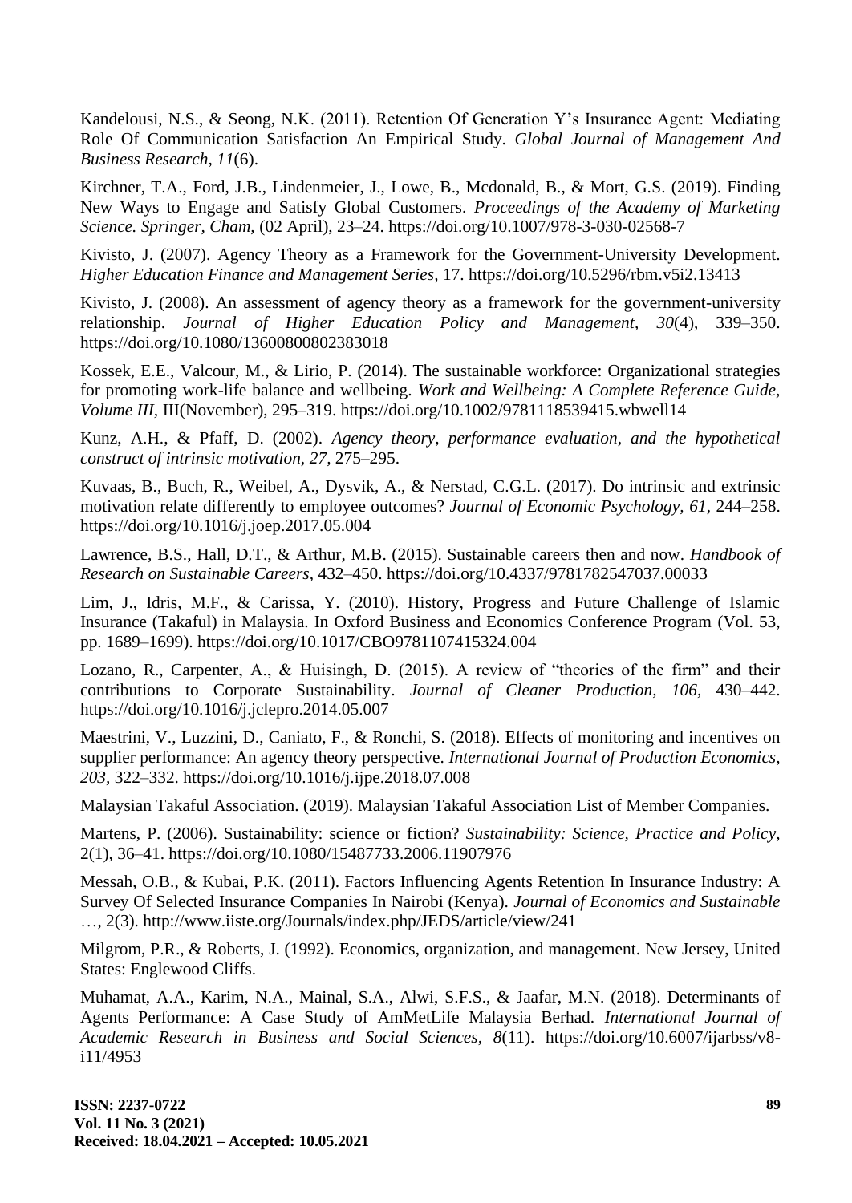Kandelousi, N.S., & Seong, N.K. (2011). Retention Of Generation Y's Insurance Agent: Mediating Role Of Communication Satisfaction An Empirical Study. *Global Journal of Management And Business Research*, *11*(6).

Kirchner, T.A., Ford, J.B., Lindenmeier, J., Lowe, B., Mcdonald, B., & Mort, G.S. (2019). Finding New Ways to Engage and Satisfy Global Customers. *Proceedings of the Academy of Marketing Science. Springer, Cham*, (02 April), 23–24. https://doi.org/10.1007/978-3-030-02568-7

Kivisto, J. (2007). Agency Theory as a Framework for the Government-University Development. *Higher Education Finance and Management Series*, 17. https://doi.org/10.5296/rbm.v5i2.13413

Kivisto, J. (2008). An assessment of agency theory as a framework for the government-university relationship. *Journal of Higher Education Policy and Management*, *30*(4), 339–350. https://doi.org/10.1080/13600800802383018

Kossek, E.E., Valcour, M., & Lirio, P. (2014). The sustainable workforce: Organizational strategies for promoting work-life balance and wellbeing. *Work and Wellbeing: A Complete Reference Guide, Volume III*, III(November), 295–319. https://doi.org/10.1002/9781118539415.wbwell14

Kunz, A.H., & Pfaff, D. (2002). *Agency theory, performance evaluation, and the hypothetical construct of intrinsic motivation*, *27*, 275–295.

Kuvaas, B., Buch, R., Weibel, A., Dysvik, A., & Nerstad, C.G.L. (2017). Do intrinsic and extrinsic motivation relate differently to employee outcomes? *Journal of Economic Psychology*, *61*, 244–258. https://doi.org/10.1016/j.joep.2017.05.004

Lawrence, B.S., Hall, D.T., & Arthur, M.B. (2015). Sustainable careers then and now. *Handbook of Research on Sustainable Careers*, 432–450. https://doi.org/10.4337/9781782547037.00033

Lim, J., Idris, M.F., & Carissa, Y. (2010). History, Progress and Future Challenge of Islamic Insurance (Takaful) in Malaysia. In Oxford Business and Economics Conference Program (Vol. 53, pp. 1689–1699). https://doi.org/10.1017/CBO9781107415324.004

Lozano, R., Carpenter, A., & Huisingh, D. (2015). A review of "theories of the firm" and their contributions to Corporate Sustainability. *Journal of Cleaner Production*, *106*, 430–442. https://doi.org/10.1016/j.jclepro.2014.05.007

Maestrini, V., Luzzini, D., Caniato, F., & Ronchi, S. (2018). Effects of monitoring and incentives on supplier performance: An agency theory perspective. *International Journal of Production Economics*, *203*, 322–332. https://doi.org/10.1016/j.ijpe.2018.07.008

Malaysian Takaful Association. (2019). Malaysian Takaful Association List of Member Companies.

Martens, P. (2006). Sustainability: science or fiction? *Sustainability: Science, Practice and Policy*, 2(1), 36–41. https://doi.org/10.1080/15487733.2006.11907976

Messah, O.B., & Kubai, P.K. (2011). Factors Influencing Agents Retention In Insurance Industry: A Survey Of Selected Insurance Companies In Nairobi (Kenya). *Journal of Economics and Sustainable* …, 2(3). http://www.iiste.org/Journals/index.php/JEDS/article/view/241

Milgrom, P.R., & Roberts, J. (1992). Economics, organization, and management. New Jersey, United States: Englewood Cliffs.

Muhamat, A.A., Karim, N.A., Mainal, S.A., Alwi, S.F.S., & Jaafar, M.N. (2018). Determinants of Agents Performance: A Case Study of AmMetLife Malaysia Berhad. *International Journal of Academic Research in Business and Social Sciences*, *8*(11). https://doi.org/10.6007/ijarbss/v8-i11/4953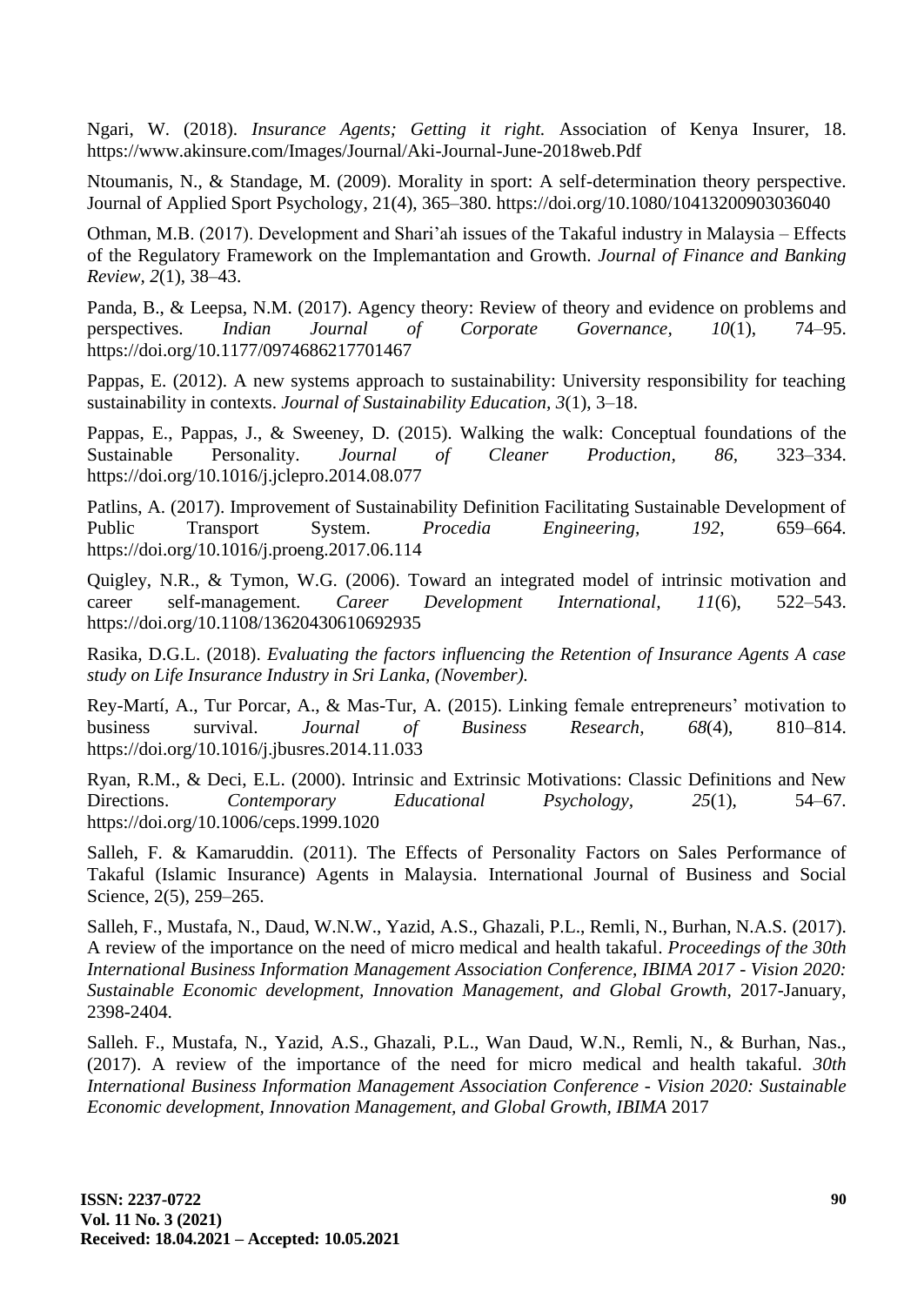Ngari, W. (2018). *Insurance Agents; Getting it right.* Association of Kenya Insurer, 18. https://www.akinsure.com/Images/Journal/Aki-Journal-June-2018web.Pdf

Ntoumanis, N., & Standage, M. (2009). Morality in sport: A self-determination theory perspective. Journal of Applied Sport Psychology, 21(4), 365–380. https://doi.org/10.1080/10413200903036040

Othman, M.B. (2017). Development and Shari'ah issues of the Takaful industry in Malaysia – Effects of the Regulatory Framework on the Implemantation and Growth. *Journal of Finance and Banking Review*, *2*(1), 38–43.

Panda, B., & Leepsa, N.M. (2017). Agency theory: Review of theory and evidence on problems and perspectives. *Indian Journal of Corporate Governance*, *10*(1), 74–95. https://doi.org/10.1177/0974686217701467

Pappas, E. (2012). A new systems approach to sustainability: University responsibility for teaching sustainability in contexts. *Journal of Sustainability Education*, *3*(1), 3–18.

Pappas, E., Pappas, J., & Sweeney, D. (2015). Walking the walk: Conceptual foundations of the Sustainable Personality. *Journal of Cleaner Production*, *86*, 323–334. https://doi.org/10.1016/j.jclepro.2014.08.077

Patlins, A. (2017). Improvement of Sustainability Definition Facilitating Sustainable Development of Public Transport System. *Procedia Engineering*, *192*, 659–664. https://doi.org/10.1016/j.proeng.2017.06.114

Quigley, N.R., & Tymon, W.G. (2006). Toward an integrated model of intrinsic motivation and career self-management. *Career Development International*, *11*(6), 522–543. https://doi.org/10.1108/13620430610692935

Rasika, D.G.L. (2018). *Evaluating the factors influencing the Retention of Insurance Agents A case study on Life Insurance Industry in Sri Lanka, (November).*

Rey-Martí, A., Tur Porcar, A., & Mas-Tur, A. (2015). Linking female entrepreneurs' motivation to business survival. *Journal of Business Research*, *68*(4), 810–814. https://doi.org/10.1016/j.jbusres.2014.11.033

Ryan, R.M., & Deci, E.L. (2000). Intrinsic and Extrinsic Motivations: Classic Definitions and New Directions. *Contemporary Educational Psychology*, *25*(1), 54–67. https://doi.org/10.1006/ceps.1999.1020

Salleh, F. & Kamaruddin. (2011). The Effects of Personality Factors on Sales Performance of Takaful (Islamic Insurance) Agents in Malaysia. International Journal of Business and Social Science, 2(5), 259–265.

Salleh, F., Mustafa, N., Daud, W.N.W., Yazid, A.S., Ghazali, P.L., Remli, N., Burhan, N.A.S. (2017). A review of the importance on the need of micro medical and health takaful. *Proceedings of the 30th International Business Information Management Association Conference, IBIMA 2017 - Vision 2020: Sustainable Economic development, Innovation Management, and Global Growth*, 2017-January, 2398-2404.

Salleh. F., Mustafa, N., Yazid, A.S., Ghazali, P.L., Wan Daud, W.N., Remli, N., & Burhan, Nas., (2017). A review of the importance of the need for micro medical and health takaful. *30th International Business Information Management Association Conference - Vision 2020: Sustainable Economic development, Innovation Management, and Global Growth, IBIMA* 2017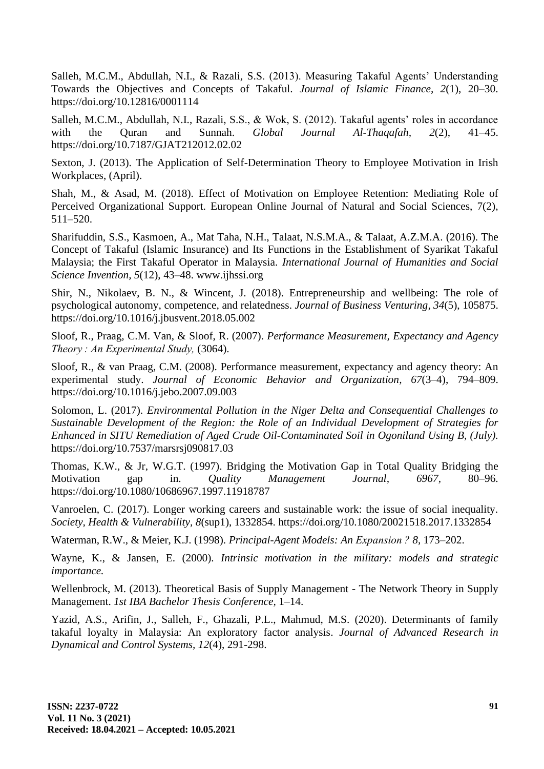Salleh, M.C.M., Abdullah, N.I., & Razali, S.S. (2013). Measuring Takaful Agents' Understanding Towards the Objectives and Concepts of Takaful. *Journal of Islamic Finance, 2*(1), 20–30. https://doi.org/10.12816/0001114

Salleh, M.C.M., Abdullah, N.I., Razali, S.S., & Wok, S. (2012). Takaful agents' roles in accordance with the Quran and Sunnah. *Global Journal Al-Thaqafah, 2*(2), 41–45. https://doi.org/10.7187/GJAT212012.02.02

Sexton, J. (2013). The Application of Self-Determination Theory to Employee Motivation in Irish Workplaces, (April).

Shah, M., & Asad, M. (2018). Effect of Motivation on Employee Retention: Mediating Role of Perceived Organizational Support. European Online Journal of Natural and Social Sciences, 7(2), 511–520.

Sharifuddin, S.S., Kasmoen, A., Mat Taha, N.H., Talaat, N.S.M.A., & Talaat, A.Z.M.A. (2016). The Concept of Takaful (Islamic Insurance) and Its Functions in the Establishment of Syarikat Takaful Malaysia; the First Takaful Operator in Malaysia. *International Journal of Humanities and Social Science Invention, 5*(12), 43–48. www.ijhssi.org

Shir, N., Nikolaev, B. N., & Wincent, J. (2018). Entrepreneurship and wellbeing: The role of psychological autonomy, competence, and relatedness. *Journal of Business Venturing, 34*(5), 105875. https://doi.org/10.1016/j.jbusvent.2018.05.002

Sloof, R., Praag, C.M. Van, & Sloof, R. (2007). *Performance Measurement, Expectancy and Agency Theory : An Experimental Study,* (3064).

Sloof, R., & van Praag, C.M. (2008). Performance measurement, expectancy and agency theory: An experimental study. *Journal of Economic Behavior and Organization, 67*(3–4), 794–809. https://doi.org/10.1016/j.jebo.2007.09.003

Solomon, L. (2017). *Environmental Pollution in the Niger Delta and Consequential Challenges to Sustainable Development of the Region: the Role of an Individual Development of Strategies for Enhanced in SITU Remediation of Aged Crude Oil-Contaminated Soil in Ogoniland Using B, (July).* https://doi.org/10.7537/marsrsj090817.03

Thomas, K.W., & Jr, W.G.T. (1997). Bridging the Motivation Gap in Total Quality Bridging the Motivation gap in. *Quality Management Journal*, *6967*, 80–96. https://doi.org/10.1080/10686967.1997.11918787

Vanroelen, C. (2017). Longer working careers and sustainable work: the issue of social inequality. *Society, Health & Vulnerability, 8*(sup1), 1332854. https://doi.org/10.1080/20021518.2017.1332854

Waterman, R.W., & Meier, K.J. (1998). *Principal-Agent Models: An Expansion ? 8,* 173–202.

Wayne, K., & Jansen, E. (2000). *Intrinsic motivation in the military: models and strategic importance.*

Wellenbrock, M. (2013). Theoretical Basis of Supply Management - The Network Theory in Supply Management. *1st IBA Bachelor Thesis Conference,* 1–14.

Yazid, A.S., Arifin, J., Salleh, F., Ghazali, P.L., Mahmud, M.S. (2020). Determinants of family takaful loyalty in Malaysia: An exploratory factor analysis. *Journal of Advanced Research in Dynamical and Control Systems, 12*(4), 291-298.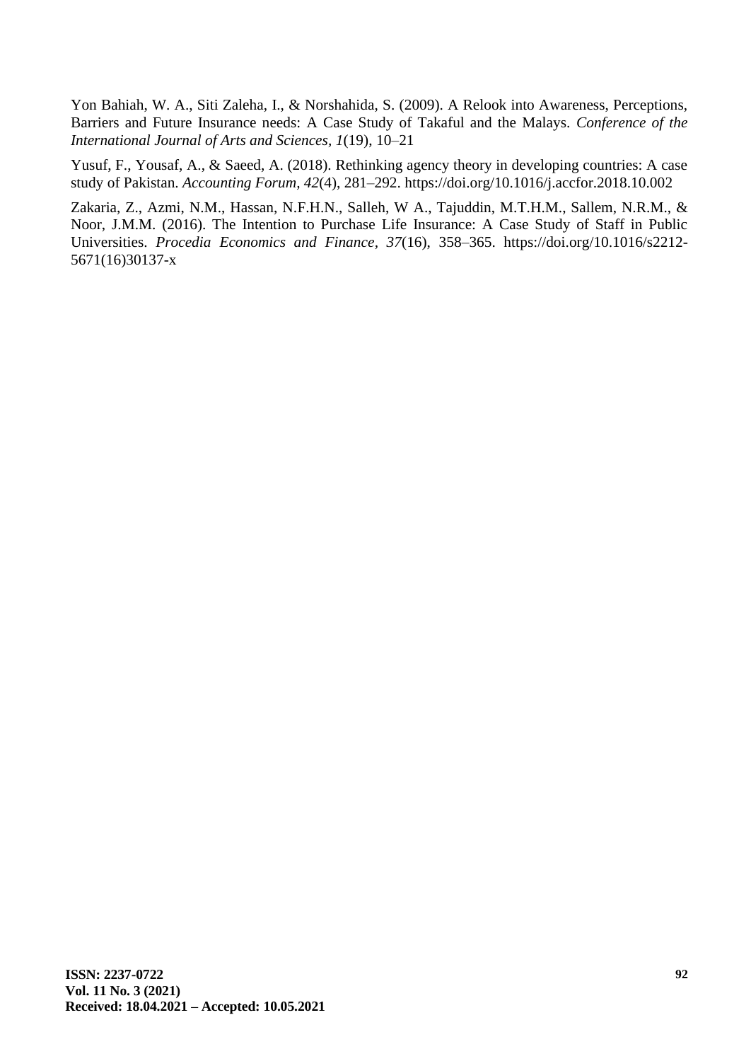Yon Bahiah, W. A., Siti Zaleha, I., & Norshahida, S. (2009). A Relook into Awareness, Perceptions, Barriers and Future Insurance needs: A Case Study of Takaful and the Malays. *Conference of the International Journal of Arts and Sciences*, *1*(19), 10–21

Yusuf, F., Yousaf, A., & Saeed, A. (2018). Rethinking agency theory in developing countries: A case study of Pakistan. *Accounting Forum*, *42*(4), 281–292. https://doi.org/10.1016/j.accfor.2018.10.002

Zakaria, Z., Azmi, N.M., Hassan, N.F.H.N., Salleh, W A., Tajuddin, M.T.H.M., Sallem, N.R.M., & Noor, J.M.M. (2016). The Intention to Purchase Life Insurance: A Case Study of Staff in Public Universities. *Procedia Economics and Finance*, *37*(16), 358–365. https://doi.org/10.1016/s2212-5671(16)30137-x